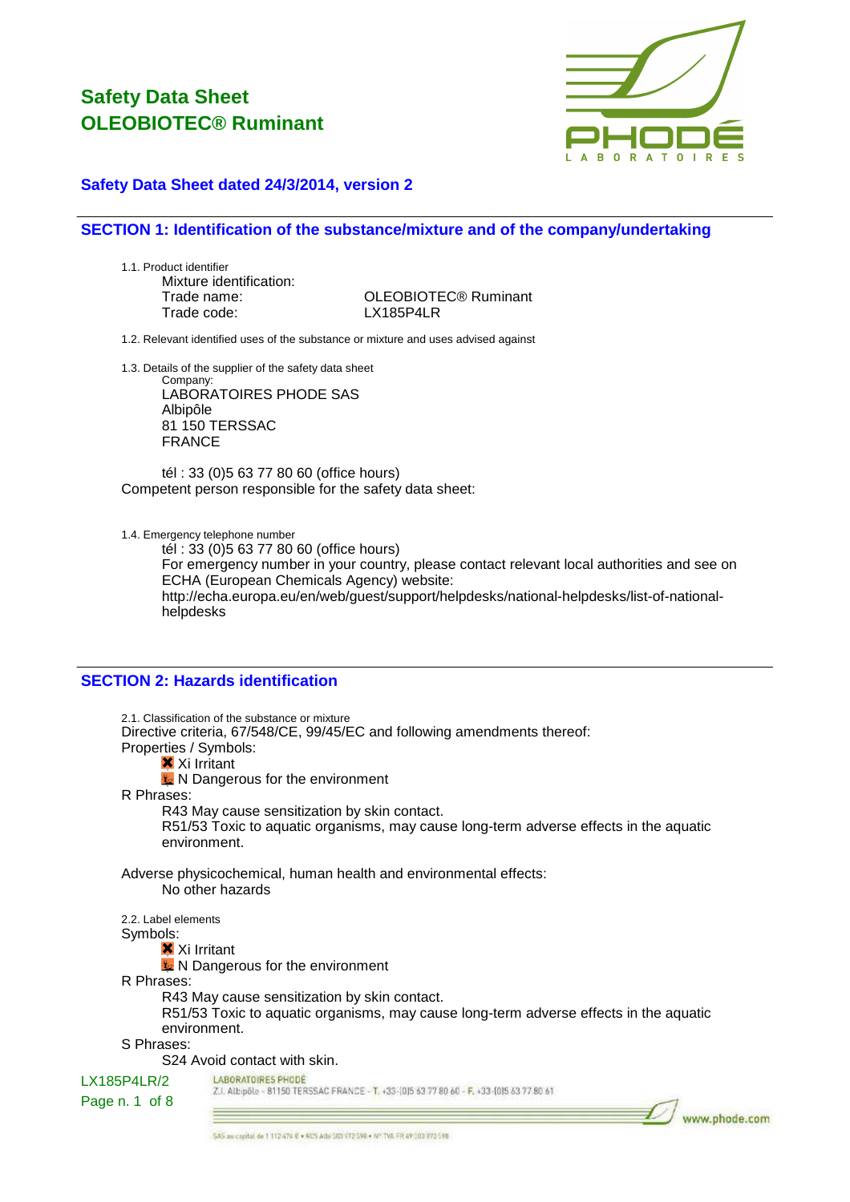# Safety Data Sheet
# OLEOBIOTEC® Ruminant

### Safety Data Sheet dated 24/3/2014, version 2

## SECTION 1: Identification of the substance/mixture and of the company/undertaking

1.1. Product identifier

Mixture identification:

| | |
|---|---|
| Trade name: | OLEOBIOTEC® Ruminant |
| Trade code: | LX185P4LR |

1.2. Relevant identified uses of the substance or mixture and uses advised against

1.3. Details of the supplier of the safety data sheet

Company:
LABORATOIRES PHODE SAS
Albipôle
81 150 TERSSAC
FRANCE

tél : 33 (0)5 63 77 80 60 (office hours)

Competent person responsible for the safety data sheet:

1.4. Emergency telephone number

tél : 33 (0)5 63 77 80 60 (office hours)
For emergency number in your country, please contact relevant local authorities and see on ECHA (European Chemicals Agency) website:
http://echa.europa.eu/en/web/guest/support/helpdesks/national-helpdesks/list-of-national-helpdesks

## SECTION 2: Hazards identification

2.1. Classification of the substance or mixture

Directive criteria, 67/548/CE, 99/45/EC and following amendments thereof:

Properties / Symbols:

- Xi Irritant
- N Dangerous for the environment

R Phrases:

- R43 May cause sensitization by skin contact.
- R51/53 Toxic to aquatic organisms, may cause long-term adverse effects in the aquatic environment.

Adverse physicochemical, human health and environmental effects:

No other hazards

2.2. Label elements

Symbols:

- Xi Irritant
- N Dangerous for the environment

R Phrases:

- R43 May cause sensitization by skin contact.
- R51/53 Toxic to aquatic organisms, may cause long-term adverse effects in the aquatic environment.

S Phrases:

- S24 Avoid contact with skin.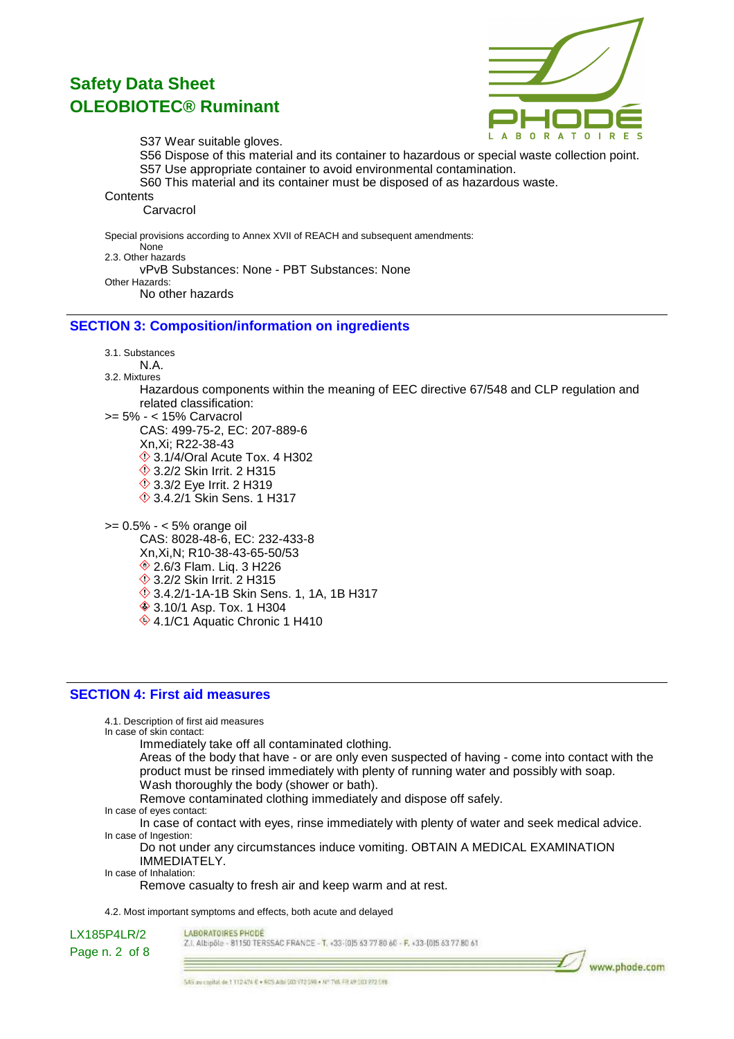S37 Wear suitable gloves.

S56 Dispose of this material and its container to hazardous or special waste collection point.

S57 Use appropriate container to avoid environmental contamination.

S60 This material and its container must be disposed of as hazardous waste.

Contents

Carvacrol

Special provisions according to Annex XVII of REACH and subsequent amendments:

None

2.3. Other hazards

vPvB Substances: None - PBT Substances: None

Other Hazards:

No other hazards

## SECTION 3: Composition/information on ingredients

3.1. Substances

N.A.

3.2. Mixtures

Hazardous components within the meaning of EEC directive 67/548 and CLP regulation and related classification:

>= 5% - < 15% Carvacrol

CAS: 499-75-2, EC: 207-889-6

Xn,Xi; R22-38-43

- 3.1/4/Oral Acute Tox. 4 H302
- 3.2/2 Skin Irrit. 2 H315
- 3.3/2 Eye Irrit. 2 H319
- 3.4.2/1 Skin Sens. 1 H317

>= 0.5% - < 5% orange oil

CAS: 8028-48-6, EC: 232-433-8

Xn,Xi,N; R10-38-43-65-50/53

- 2.6/3 Flam. Liq. 3 H226
- 3.2/2 Skin Irrit. 2 H315
- 3.4.2/1-1A-1B Skin Sens. 1, 1A, 1B H317
- 3.10/1 Asp. Tox. 1 H304
- 4.1/C1 Aquatic Chronic 1 H410

## SECTION 4: First aid measures

4.1. Description of first aid measures

In case of skin contact:

Immediately take off all contaminated clothing.

Areas of the body that have - or are only even suspected of having - come into contact with the product must be rinsed immediately with plenty of running water and possibly with soap.

Wash thoroughly the body (shower or bath).

Remove contaminated clothing immediately and dispose off safely.

In case of eyes contact:

In case of contact with eyes, rinse immediately with plenty of water and seek medical advice.

In case of Ingestion:

Do not under any circumstances induce vomiting. OBTAIN A MEDICAL EXAMINATION IMMEDIATELY.

In case of Inhalation:

Remove casualty to fresh air and keep warm and at rest.

4.2. Most important symptoms and effects, both acute and delayed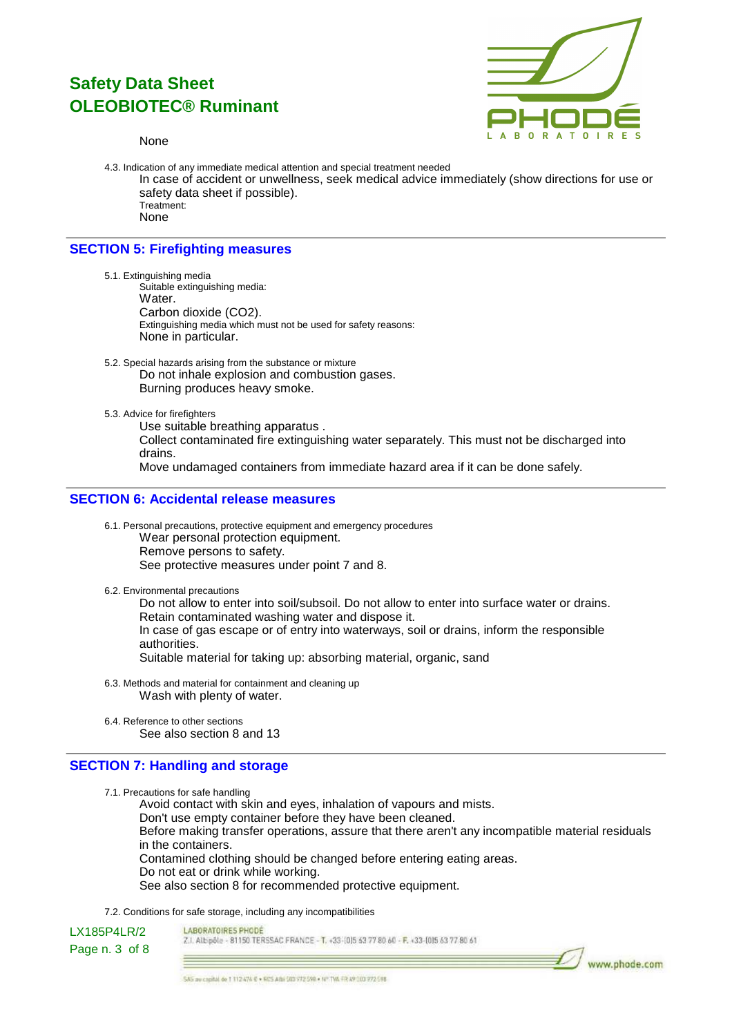None

4.3. Indication of any immediate medical attention and special treatment needed

In case of accident or unwellness, seek medical advice immediately (show directions for use or safety data sheet if possible).

Treatment:

None

## SECTION 5: Firefighting measures

5.1. Extinguishing media

Suitable extinguishing media:

Water.

Carbon dioxide ($CO_2$).

Extinguishing media which must not be used for safety reasons:

None in particular.

5.2. Special hazards arising from the substance or mixture

Do not inhale explosion and combustion gases.

Burning produces heavy smoke.

5.3. Advice for firefighters

Use suitable breathing apparatus .

Collect contaminated fire extinguishing water separately. This must not be discharged into drains.

Move undamaged containers from immediate hazard area if it can be done safely.

## SECTION 6: Accidental release measures

6.1. Personal precautions, protective equipment and emergency procedures

Wear personal protection equipment.

Remove persons to safety.

See protective measures under point 7 and 8.

6.2. Environmental precautions

Do not allow to enter into soil/subsoil. Do not allow to enter into surface water or drains.

Retain contaminated washing water and dispose it.

In case of gas escape or of entry into waterways, soil or drains, inform the responsible authorities.

Suitable material for taking up: absorbing material, organic, sand

6.3. Methods and material for containment and cleaning up

Wash with plenty of water.

6.4. Reference to other sections

See also section 8 and 13

## SECTION 7: Handling and storage

7.1. Precautions for safe handling

Avoid contact with skin and eyes, inhalation of vapours and mists.

Don't use empty container before they have been cleaned.

Before making transfer operations, assure that there aren't any incompatible material residuals in the containers.

Contamined clothing should be changed before entering eating areas.

Do not eat or drink while working.

See also section 8 for recommended protective equipment.

7.2. Conditions for safe storage, including any incompatibilities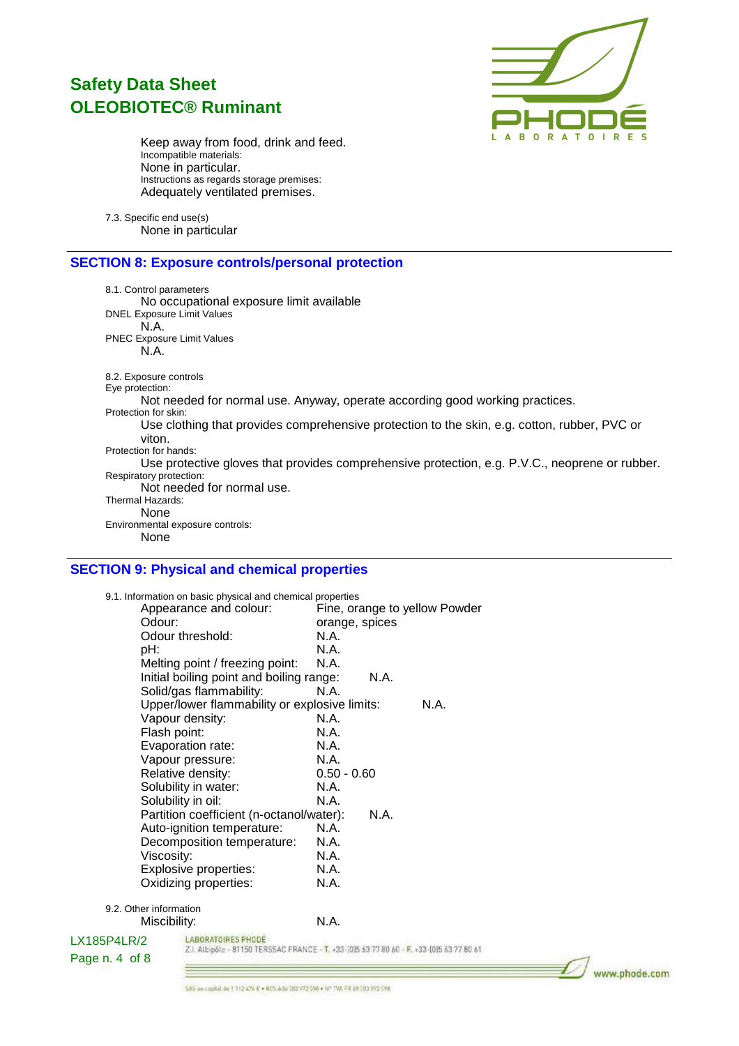Keep away from food, drink and feed.
Incompatible materials:
None in particular.
Instructions as regards storage premises:
Adequately ventilated premises.

7.3. Specific end use(s)
None in particular

## SECTION 8: Exposure controls/personal protection

8.1. Control parameters
No occupational exposure limit available
DNEL Exposure Limit Values
N.A.
PNEC Exposure Limit Values
N.A.

8.2. Exposure controls
Eye protection:
Not needed for normal use. Anyway, operate according good working practices.
Protection for skin:
Use clothing that provides comprehensive protection to the skin, e.g. cotton, rubber, PVC or viton.
Protection for hands:
Use protective gloves that provides comprehensive protection, e.g. P.V.C., neoprene or rubber.
Respiratory protection:
Not needed for normal use.
Thermal Hazards:
None
Environmental exposure controls:
None

## SECTION 9: Physical and chemical properties

9.1. Information on basic physical and chemical properties

| Property | Value |
|---|---|
| Appearance and colour: | Fine, orange to yellow Powder |
| Odour: | orange, spices |
| Odour threshold: | N.A. |
| pH: | N.A. |
| Melting point / freezing point: | N.A. |
| Initial boiling point and boiling range: | N.A. |
| Solid/gas flammability: | N.A. |
| Upper/lower flammability or explosive limits: | N.A. |
| Vapour density: | N.A. |
| Flash point: | N.A. |
| Evaporation rate: | N.A. |
| Vapour pressure: | N.A. |
| Relative density: | 0.50 - 0.60 |
| Solubility in water: | N.A. |
| Solubility in oil: | N.A. |
| Partition coefficient (n-octanol/water): | N.A. |
| Auto-ignition temperature: | N.A. |
| Decomposition temperature: | N.A. |
| Viscosity: | N.A. |
| Explosive properties: | N.A. |
| Oxidizing properties: | N.A. |

9.2. Other information

| Property | Value |
|---|---|
| Miscibility: | N.A. |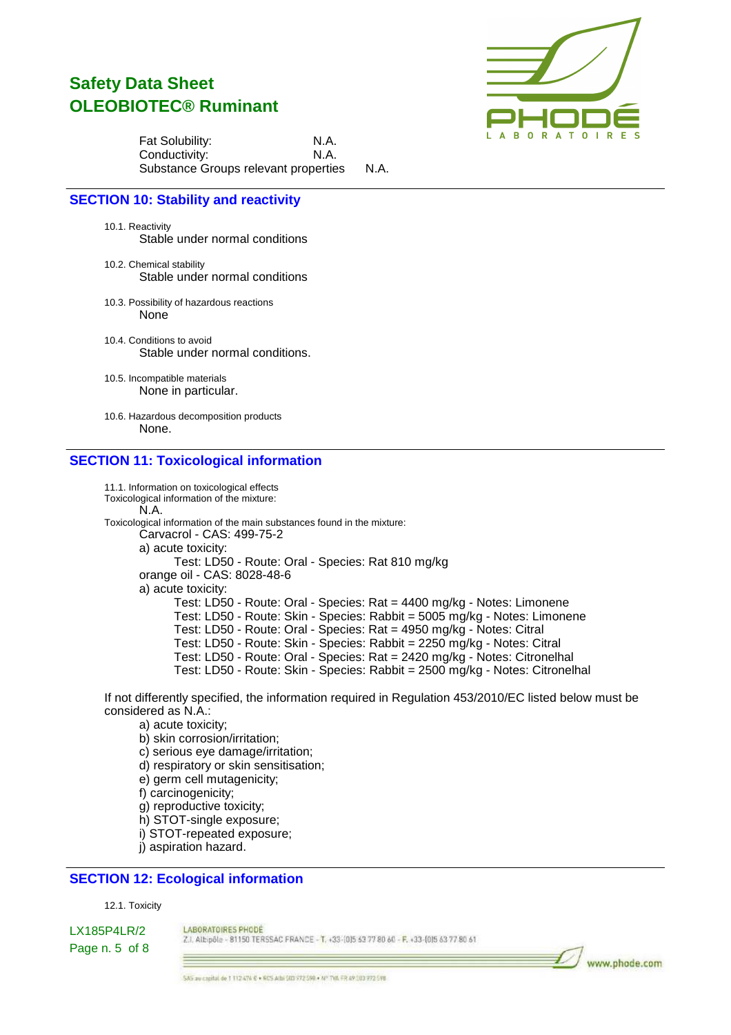Fat Solubility: N.A.
Conductivity: N.A.
Substance Groups relevant properties N.A.

## SECTION 10: Stability and reactivity

10.1. Reactivity
Stable under normal conditions

10.2. Chemical stability
Stable under normal conditions

10.3. Possibility of hazardous reactions
None

10.4. Conditions to avoid
Stable under normal conditions.

10.5. Incompatible materials
None in particular.

10.6. Hazardous decomposition products
None.

## SECTION 11: Toxicological information

11.1. Information on toxicological effects
Toxicological information of the mixture:
N.A.
Toxicological information of the main substances found in the mixture:
Carvacrol - CAS: 499-75-2
a) acute toxicity:
Test: LD50 - Route: Oral - Species: Rat 810 mg/kg
orange oil - CAS: 8028-48-6
a) acute toxicity:
Test: LD50 - Route: Oral - Species: Rat = 4400 mg/kg - Notes: Limonene
Test: LD50 - Route: Skin - Species: Rabbit = 5005 mg/kg - Notes: Limonene
Test: LD50 - Route: Oral - Species: Rat = 4950 mg/kg - Notes: Citral
Test: LD50 - Route: Skin - Species: Rabbit = 2250 mg/kg - Notes: Citral
Test: LD50 - Route: Oral - Species: Rat = 2420 mg/kg - Notes: Citronelhal
Test: LD50 - Route: Skin - Species: Rabbit = 2500 mg/kg - Notes: Citronelhal

If not differently specified, the information required in Regulation 453/2010/EC listed below must be considered as N.A.:

a) acute toxicity;
b) skin corrosion/irritation;
c) serious eye damage/irritation;
d) respiratory or skin sensitisation;
e) germ cell mutagenicity;
f) carcinogenicity;
g) reproductive toxicity;
h) STOT-single exposure;
i) STOT-repeated exposure;
j) aspiration hazard.

## SECTION 12: Ecological information

12.1. Toxicity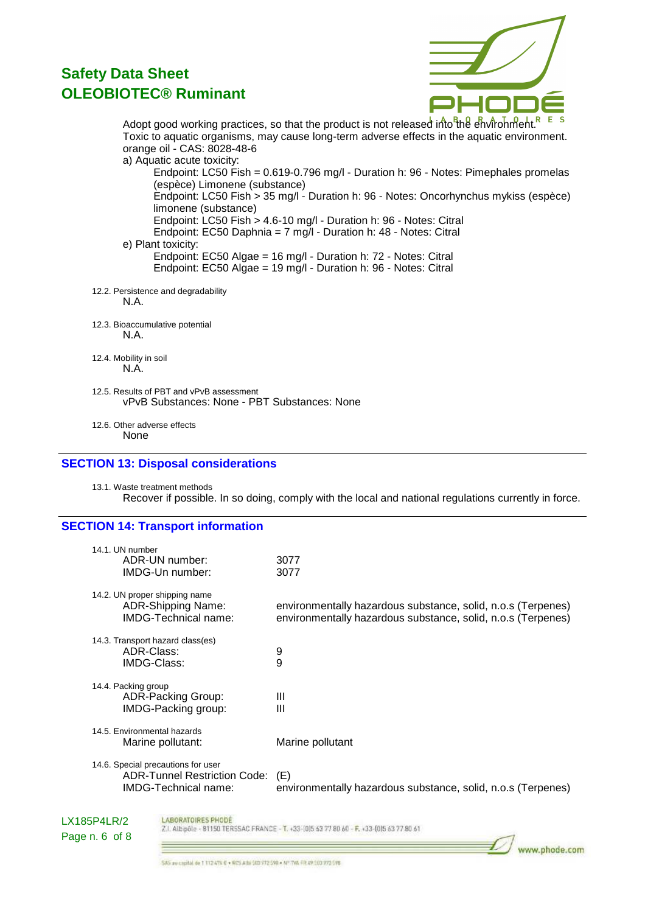Adopt good working practices, so that the product is not released into the environment.
Toxic to aquatic organisms, may cause long-term adverse effects in the aquatic environment.
orange oil - CAS: 8028-48-6

a) Aquatic acute toxicity:
- Endpoint: LC50 Fish = 0.619-0.796 mg/l - Duration h: 96 - Notes: Pimephales promelas (espèce) Limonene (substance)
- Endpoint: LC50 Fish > 35 mg/l - Duration h: 96 - Notes: Oncorhynchus mykiss (espèce) limonene (substance)
- Endpoint: LC50 Fish > 4.6-10 mg/l - Duration h: 96 - Notes: Citral
- Endpoint: EC50 Daphnia = 7 mg/l - Duration h: 48 - Notes: Citral

e) Plant toxicity:
- Endpoint: EC50 Algae = 16 mg/l - Duration h: 72 - Notes: Citral
- Endpoint: EC50 Algae = 19 mg/l - Duration h: 96 - Notes: Citral

12.2. Persistence and degradability
N.A.

12.3. Bioaccumulative potential
N.A.

12.4. Mobility in soil
N.A.

12.5. Results of PBT and vPvB assessment
vPvB Substances: None - PBT Substances: None

12.6. Other adverse effects
None

## SECTION 13: Disposal considerations

13.1. Waste treatment methods
Recover if possible. In so doing, comply with the local and national regulations currently in force.

## SECTION 14: Transport information

14.1. UN number

| | |
|---|---|
| ADR-UN number: | 3077 |
| IMDG-Un number: | 3077 |

14.2. UN proper shipping name

| | |
|---|---|
| ADR-Shipping Name: | environmentally hazardous substance, solid, n.o.s (Terpenes) |
| IMDG-Technical name: | environmentally hazardous substance, solid, n.o.s (Terpenes) |

14.3. Transport hazard class(es)

| | |
|---|---|
| ADR-Class: | 9 |
| IMDG-Class: | 9 |

14.4. Packing group

| | |
|---|---|
| ADR-Packing Group: | III |
| IMDG-Packing group: | III |

14.5. Environmental hazards

| | |
|---|---|
| Marine pollutant: | Marine pollutant |

14.6. Special precautions for user

| | |
|---|---|
| ADR-Tunnel Restriction Code: | (E) |
| IMDG-Technical name: | environmentally hazardous substance, solid, n.o.s (Terpenes) |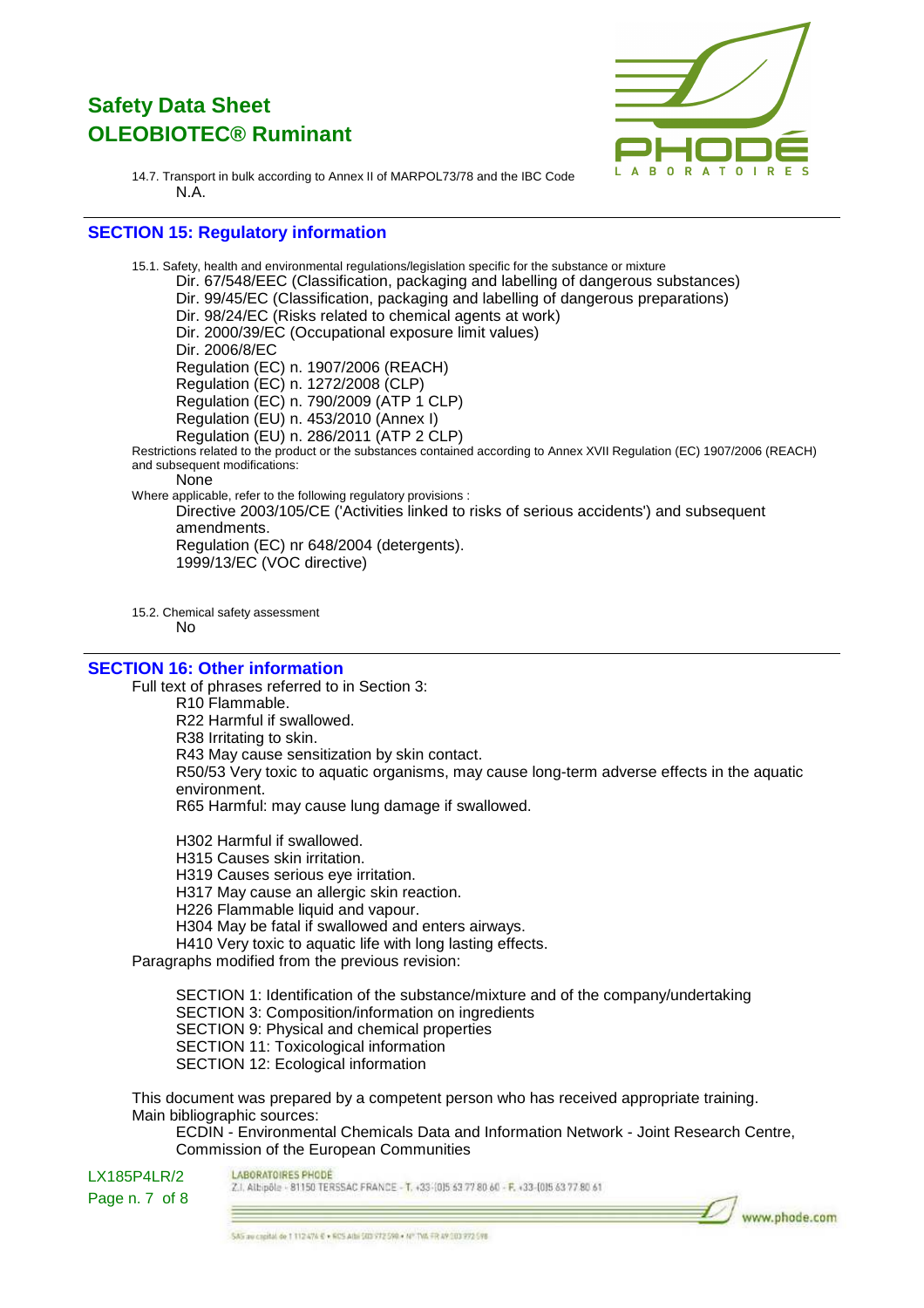14.7. Transport in bulk according to Annex II of MARPOL73/78 and the IBC Code

N.A.

## SECTION 15: Regulatory information

15.1. Safety, health and environmental regulations/legislation specific for the substance or mixture

Dir. 67/548/EEC (Classification, packaging and labelling of dangerous substances)
Dir. 99/45/EC (Classification, packaging and labelling of dangerous preparations)
Dir. 98/24/EC (Risks related to chemical agents at work)
Dir. 2000/39/EC (Occupational exposure limit values)
Dir. 2006/8/EC
Regulation (EC) n. 1907/2006 (REACH)
Regulation (EC) n. 1272/2008 (CLP)
Regulation (EC) n. 790/2009 (ATP 1 CLP)
Regulation (EU) n. 453/2010 (Annex I)
Regulation (EU) n. 286/2011 (ATP 2 CLP)

Restrictions related to the product or the substances contained according to Annex XVII Regulation (EC) 1907/2006 (REACH) and subsequent modifications:

None

Where applicable, refer to the following regulatory provisions :

Directive 2003/105/CE ('Activities linked to risks of serious accidents') and subsequent amendments.
Regulation (EC) nr 648/2004 (detergents).
1999/13/EC (VOC directive)

15.2. Chemical safety assessment

No

## SECTION 16: Other information

Full text of phrases referred to in Section 3:

R10 Flammable.
R22 Harmful if swallowed.
R38 Irritating to skin.
R43 May cause sensitization by skin contact.
R50/53 Very toxic to aquatic organisms, may cause long-term adverse effects in the aquatic environment.
R65 Harmful: may cause lung damage if swallowed.

H302 Harmful if swallowed.
H315 Causes skin irritation.
H319 Causes serious eye irritation.
H317 May cause an allergic skin reaction.
H226 Flammable liquid and vapour.
H304 May be fatal if swallowed and enters airways.
H410 Very toxic to aquatic life with long lasting effects.

Paragraphs modified from the previous revision:

SECTION 1: Identification of the substance/mixture and of the company/undertaking
SECTION 3: Composition/information on ingredients
SECTION 9: Physical and chemical properties
SECTION 11: Toxicological information
SECTION 12: Ecological information

This document was prepared by a competent person who has received appropriate training.

Main bibliographic sources:

ECDIN - Environmental Chemicals Data and Information Network - Joint Research Centre, Commission of the European Communities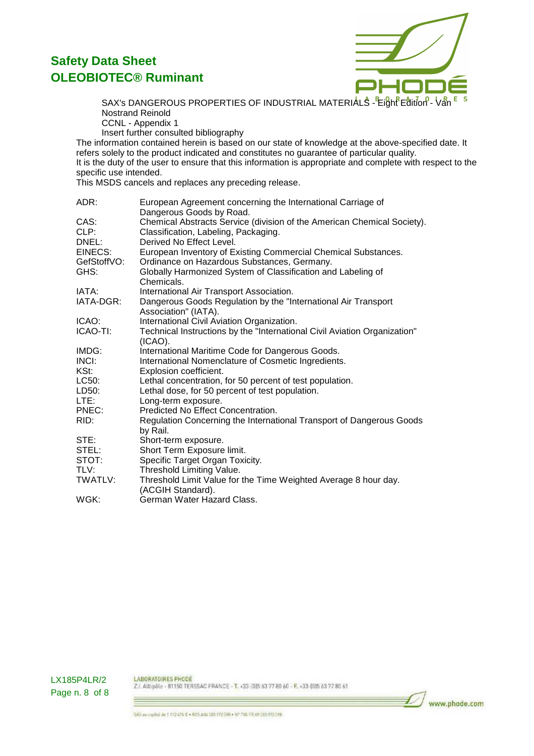SAX's DANGEROUS PROPERTIES OF INDUSTRIAL MATERIALS - Eight Edition - Van Nostrand Reinold
CCNL - Appendix 1
Insert further consulted bibliography

The information contained herein is based on our state of knowledge at the above-specified date. It refers solely to the product indicated and constitutes no guarantee of particular quality.
It is the duty of the user to ensure that this information is appropriate and complete with respect to the specific use intended.
This MSDS cancels and replaces any preceding release.

| | |
|---|---|
| ADR: | European Agreement concerning the International Carriage of Dangerous Goods by Road. |
| CAS: | Chemical Abstracts Service (division of the American Chemical Society). |
| CLP: | Classification, Labeling, Packaging. |
| DNEL: | Derived No Effect Level. |
| EINECS: | European Inventory of Existing Commercial Chemical Substances. |
| GefStoffVO: | Ordinance on Hazardous Substances, Germany. |
| GHS: | Globally Harmonized System of Classification and Labeling of Chemicals. |
| IATA: | International Air Transport Association. |
| IATA-DGR: | Dangerous Goods Regulation by the "International Air Transport Association" (IATA). |
| ICAO: | International Civil Aviation Organization. |
| ICAO-TI: | Technical Instructions by the "International Civil Aviation Organization" (ICAO). |
| IMDG: | International Maritime Code for Dangerous Goods. |
| INCI: | International Nomenclature of Cosmetic Ingredients. |
| KSt: | Explosion coefficient. |
| LC50: | Lethal concentration, for 50 percent of test population. |
| LD50: | Lethal dose, for 50 percent of test population. |
| LTE: | Long-term exposure. |
| PNEC: | Predicted No Effect Concentration. |
| RID: | Regulation Concerning the International Transport of Dangerous Goods by Rail. |
| STE: | Short-term exposure. |
| STEL: | Short Term Exposure limit. |
| STOT: | Specific Target Organ Toxicity. |
| TLV: | Threshold Limiting Value. |
| TWATLV: | Threshold Limit Value for the Time Weighted Average 8 hour day. (ACGIH Standard). |
| WGK: | German Water Hazard Class. |